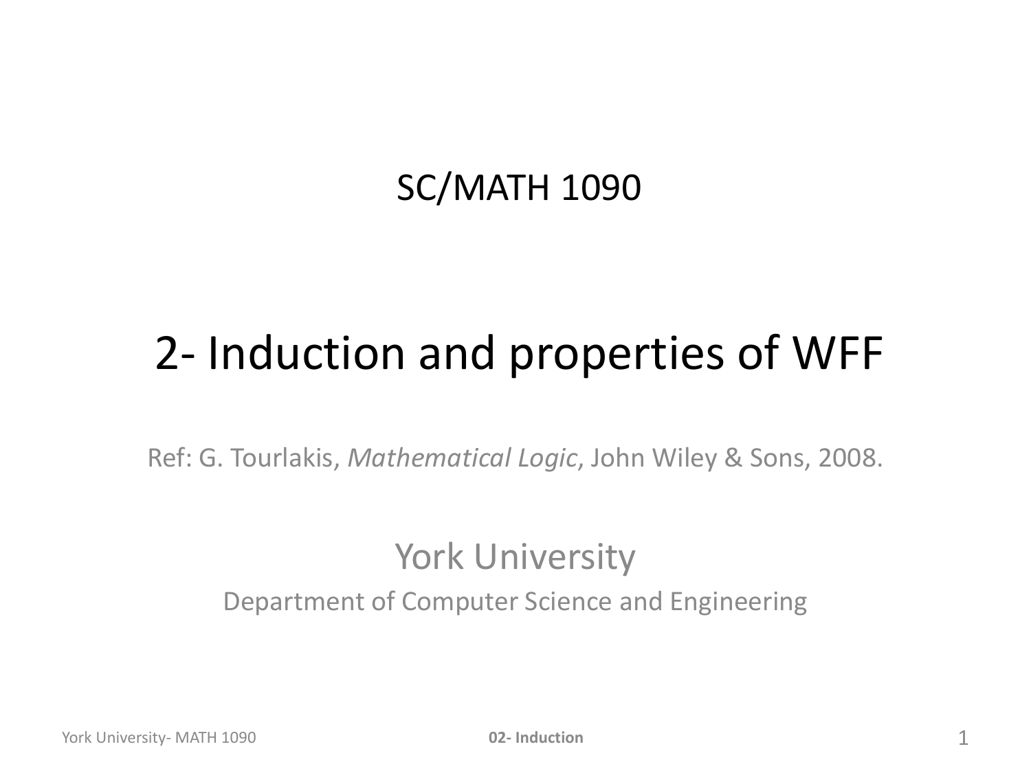SC/MATH 1090

# 2- Induction and properties of WFF

Ref: G. Tourlakis, *Mathematical Logic*, John Wiley & Sons, 2008.

York University

Department of Computer Science and Engineering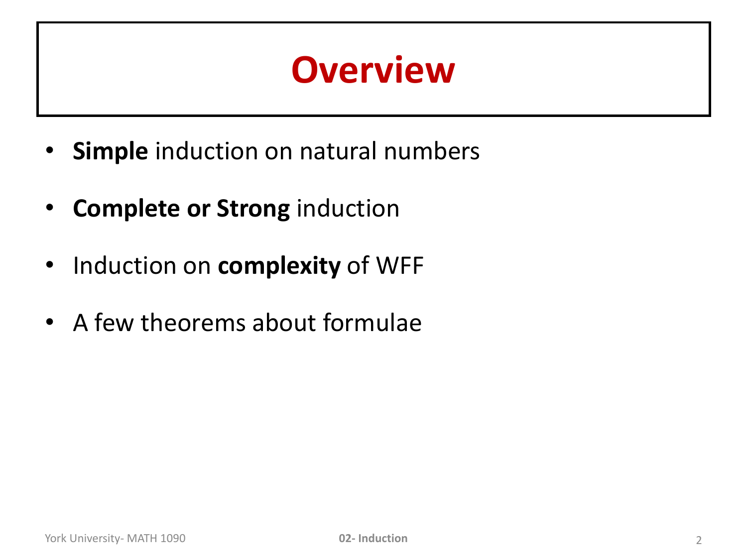# Overview

- **Simple** induction on natural numbers
- **Complete or Strong** induction
- Induction on **complexity** of WFF
- A few theorems about formulae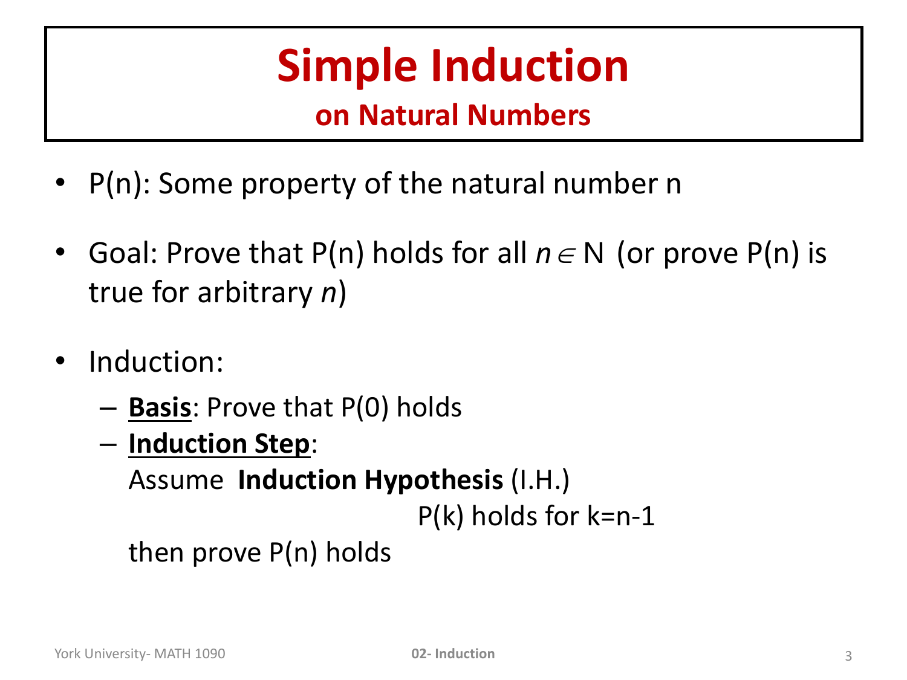# Simple Induction

## on Natural Numbers

- P(n): Some property of the natural number n
- Goal: Prove that P(n) holds for all $n \in \mathbb{N}$ (or prove P(n) is true for arbitrary *n*)
- Induction:
  - **Basis**: Prove that P(0) holds
  - **Induction Step**:
    Assume **Induction Hypothesis** (I.H.)
    P(k) holds for k=n-1
    then prove P(n) holds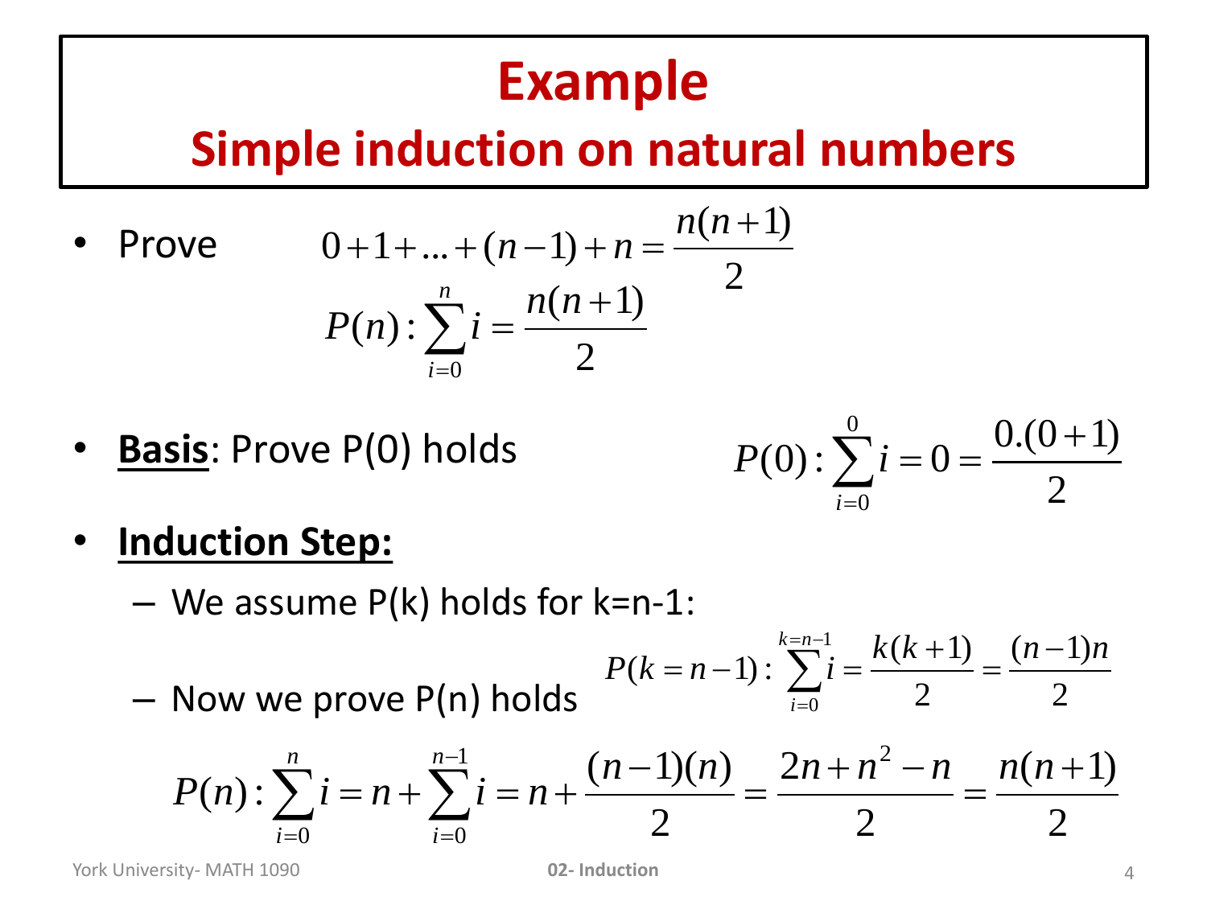# Example

## Simple induction on natural numbers

- Prove $$0+1+\ldots+(n-1)+n=\frac{n(n+1)}{2}$$
$$P(n):\sum_{i=0}^{n} i=\frac{n(n+1)}{2}$$

- **Basis**: Prove P(0) holds $$P(0):\sum_{i=0}^{0} i=0=\frac{0.(0+1)}{2}$$

- **Induction Step:**
  - We assume P(k) holds for k=n-1:
  $$P(k=n-1):\sum_{i=0}^{k=n-1} i=\frac{k(k+1)}{2}=\frac{(n-1)n}{2}$$
  - Now we prove P(n) holds

$$P(n):\sum_{i=0}^{n} i=n+\sum_{i=0}^{n-1} i=n+\frac{(n-1)(n)}{2}=\frac{2n+n^{2}-n}{2}=\frac{n(n+1)}{2}$$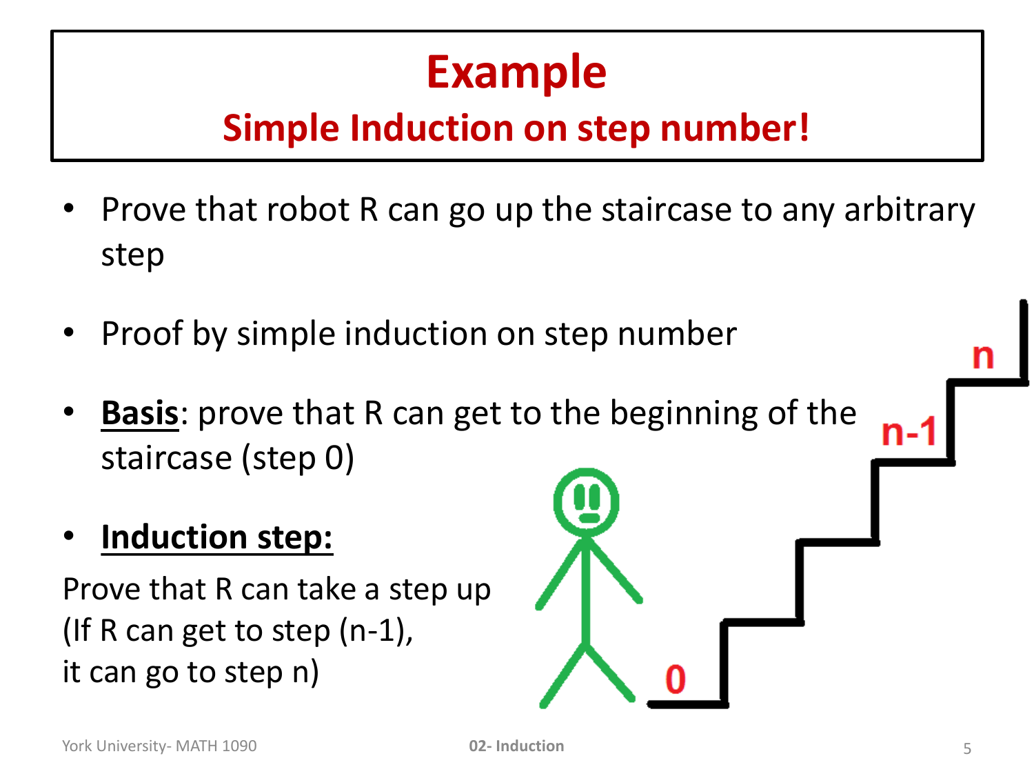# Example

## Simple Induction on step number!

- Prove that robot R can go up the staircase to any arbitrary step
- Proof by simple induction on step number
- **Basis**: prove that R can get to the beginning of the staircase (step 0)
- **Induction step:**

Prove that R can take a step up
(If R can get to step (n-1),
it can go to step n)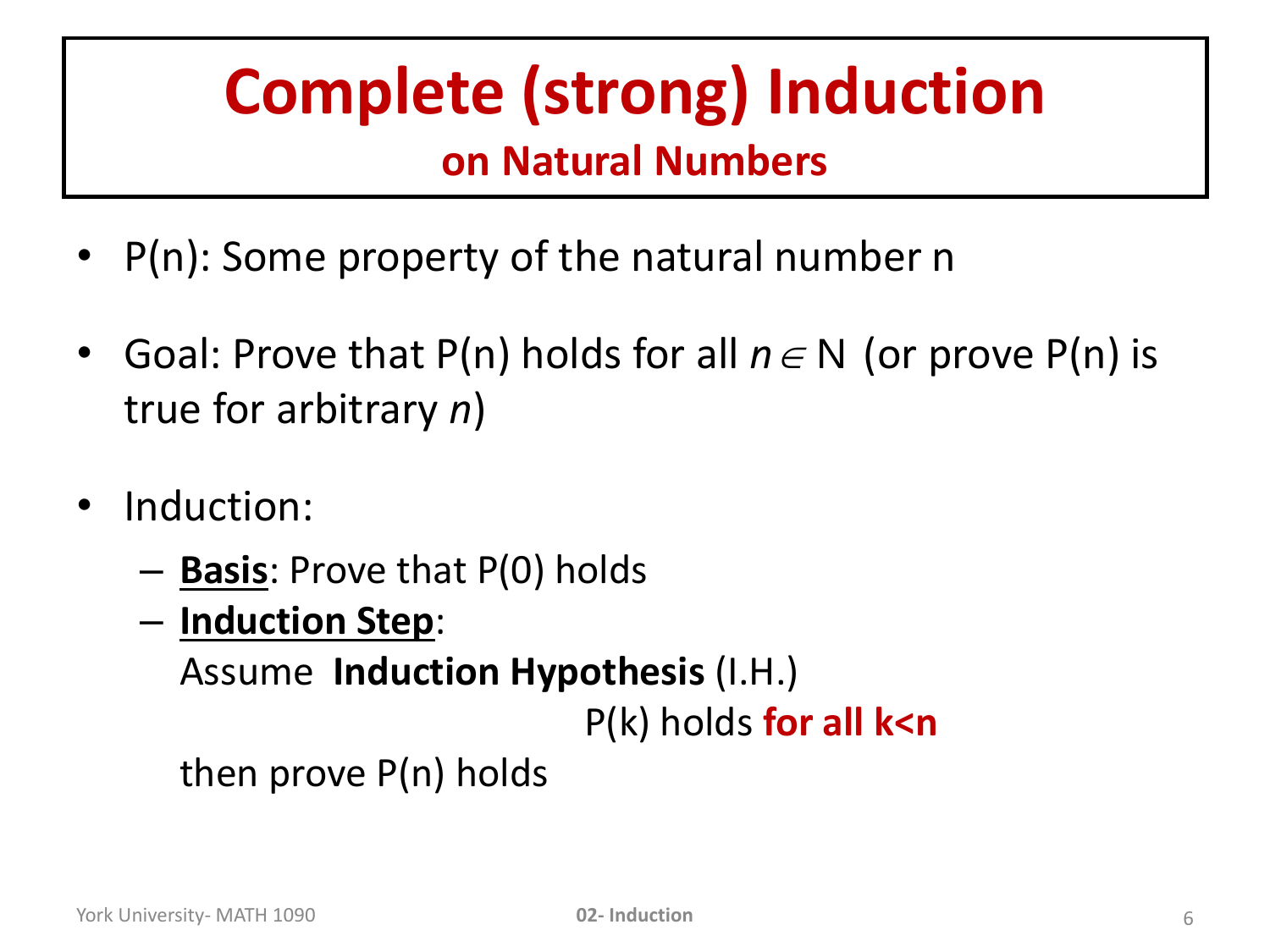# Complete (strong) Induction

## on Natural Numbers

- P(n): Some property of the natural number n
- Goal: Prove that P(n) holds for all $n \in \mathrm{N}$ (or prove P(n) is true for arbitrary *n*)
- Induction:
  - **Basis**: Prove that P(0) holds
  - **Induction Step**:

    Assume **Induction Hypothesis** (I.H.)

    P(k) holds **for all k<n**

    then prove P(n) holds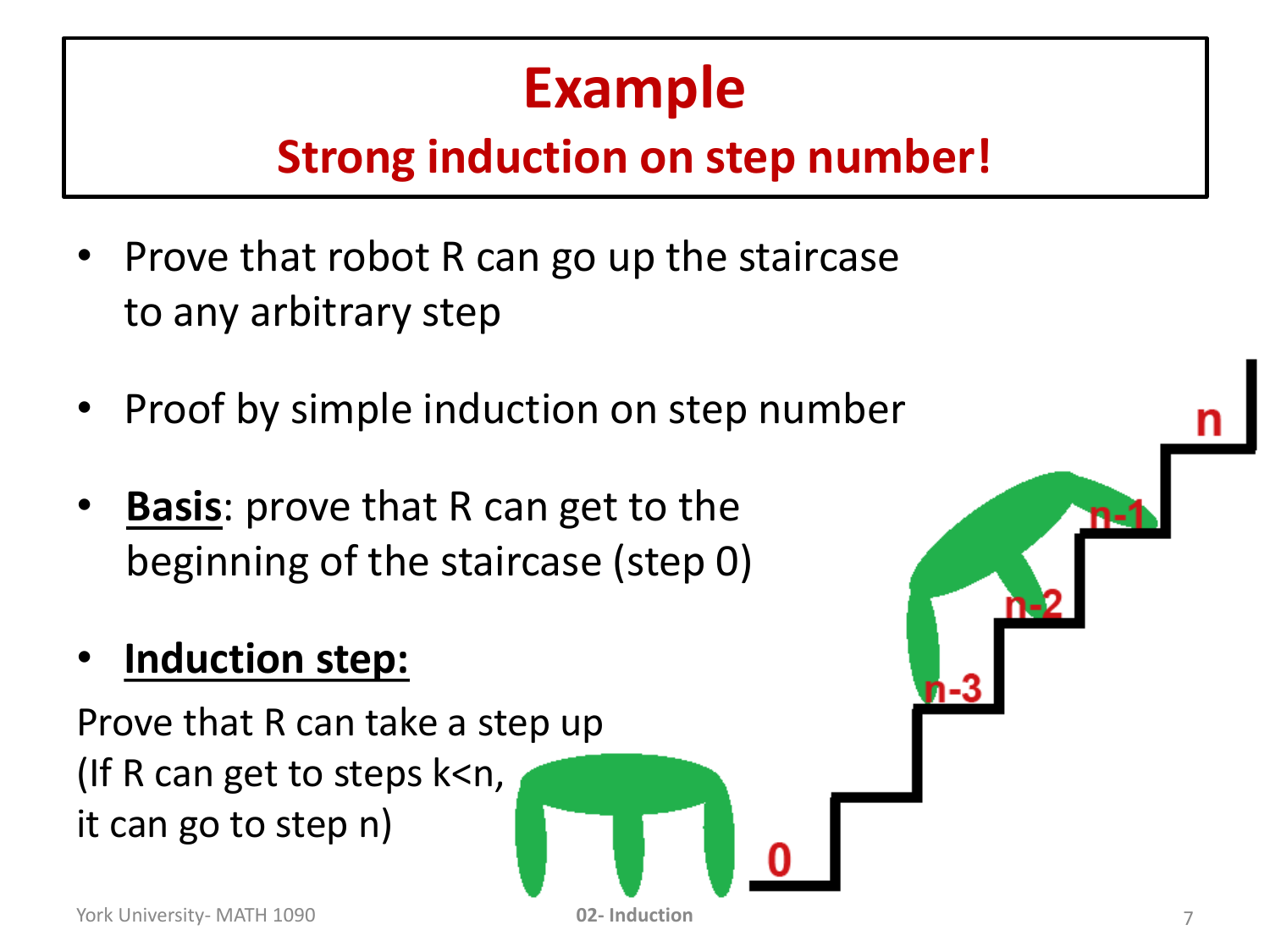# Example

## Strong induction on step number!

- Prove that robot R can go up the staircase to any arbitrary step
- Proof by simple induction on step number
- **Basis**: prove that R can get to the beginning of the staircase (step 0)
- **Induction step:**

Prove that R can take a step up
(If R can get to steps $k<n$,
it can go to step $n$)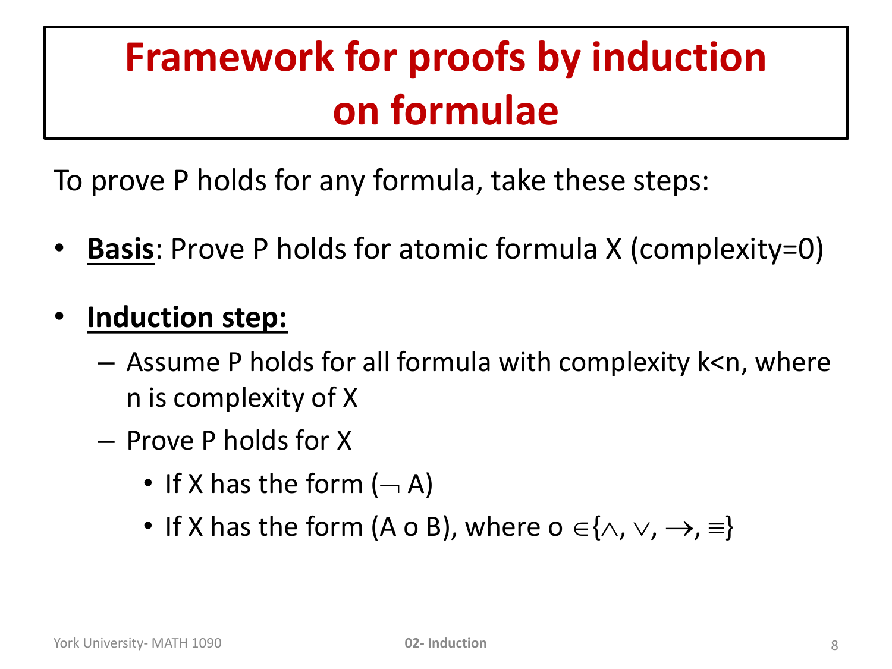# Framework for proofs by induction on formulae

To prove P holds for any formula, take these steps:

- **Basis**: Prove P holds for atomic formula X (complexity=0)
- **Induction step:**
  - Assume P holds for all formula with complexity $k<n$, where n is complexity of X
  - Prove P holds for X
    - If X has the form $(\neg A)$
    - If X has the form (A o B), where o $\in \{\wedge, \vee, \rightarrow, \equiv\}$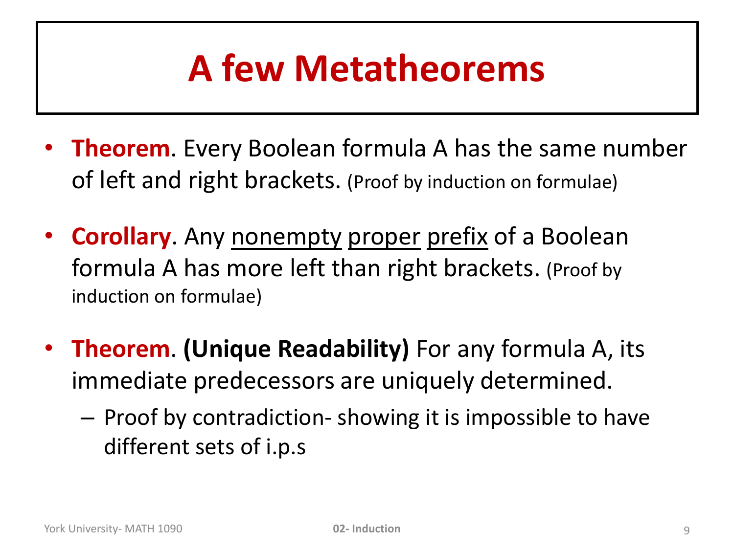# A few Metatheorems

- **Theorem**. Every Boolean formula A has the same number of left and right brackets. (Proof by induction on formulae)

- **Corollary**. Any nonempty proper prefix of a Boolean formula A has more left than right brackets. (Proof by induction on formulae)

- **Theorem**. **(Unique Readability)** For any formula A, its immediate predecessors are uniquely determined.
  - Proof by contradiction- showing it is impossible to have different sets of i.p.s